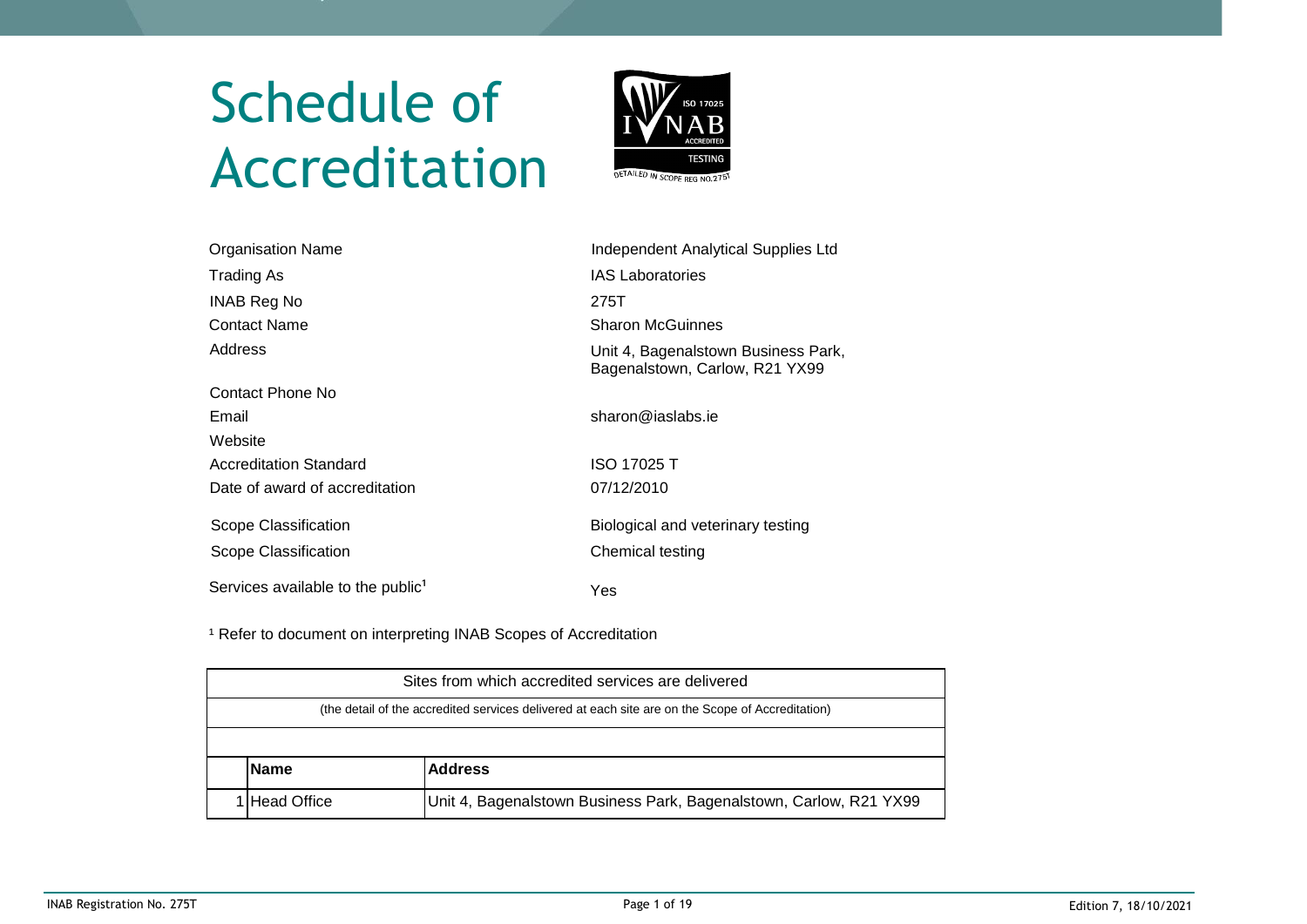# Schedule of Accreditation

| | |
|---|---|
| Organisation Name | Independent Analytical Supplies Ltd |
| Trading As | IAS Laboratories |
| INAB Reg No | 275T |
| Contact Name | Sharon McGuinnes |
| Address | Unit 4, Bagenalstown Business Park, Bagenalstown, Carlow, R21 YX99 |
| Contact Phone No | |
| Email | sharon@iaslabs.ie |
| Website | |
| Accreditation Standard | ISO 17025 T |
| Date of award of accreditation | 07/12/2010 |
| Scope Classification | Biological and veterinary testing |
| Scope Classification | Chemical testing |
| Services available to the public[1] | Yes |

[1] Refer to document on interpreting INAB Scopes of Accreditation

| Sites from which accredited services are delivered | | |
|---|---|---|
| (the detail of the accredited services delivered at each site are on the Scope of Accreditation) | | |
| | **Name** | **Address** |
| 1 | Head Office | Unit 4, Bagenalstown Business Park, Bagenalstown, Carlow, R21 YX99 |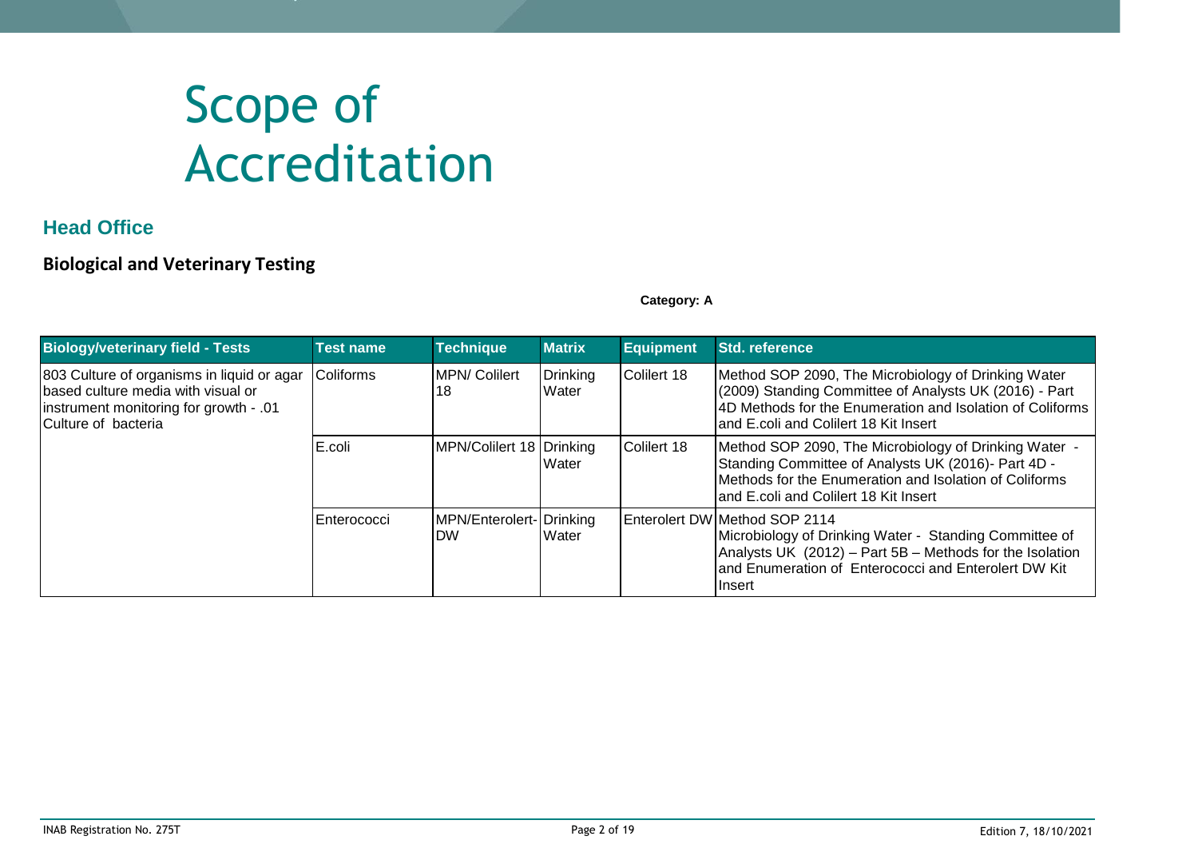# Scope of Accreditation

## Head Office

### Biological and Veterinary Testing

**Category: A**

| Biology/veterinary field - Tests | Test name | Technique | Matrix | Equipment | Std. reference |
|---|---|---|---|---|---|
| 803 Culture of organisms in liquid or agar based culture media with visual or instrument monitoring for growth - .01 Culture of bacteria | Coliforms | MPN/ Colilert 18 | Drinking Water | Colilert 18 | Method SOP 2090, The Microbiology of Drinking Water (2009) Standing Committee of Analysts UK (2016) - Part 4D Methods for the Enumeration and Isolation of Coliforms and E.coli and Colilert 18 Kit Insert |
| | E.coli | MPN/Colilert 18 | Drinking Water | Colilert 18 | Method SOP 2090, The Microbiology of Drinking Water - Standing Committee of Analysts UK (2016)- Part 4D - Methods for the Enumeration and Isolation of Coliforms and E.coli and Colilert 18 Kit Insert |
| | Enterococci | MPN/Enterolert-DW | Drinking Water | Enterolert DW | Method SOP 2114 Microbiology of Drinking Water - Standing Committee of Analysts UK (2012) – Part 5B – Methods for the Isolation and Enumeration of Enterococci and Enterolert DW Kit Insert |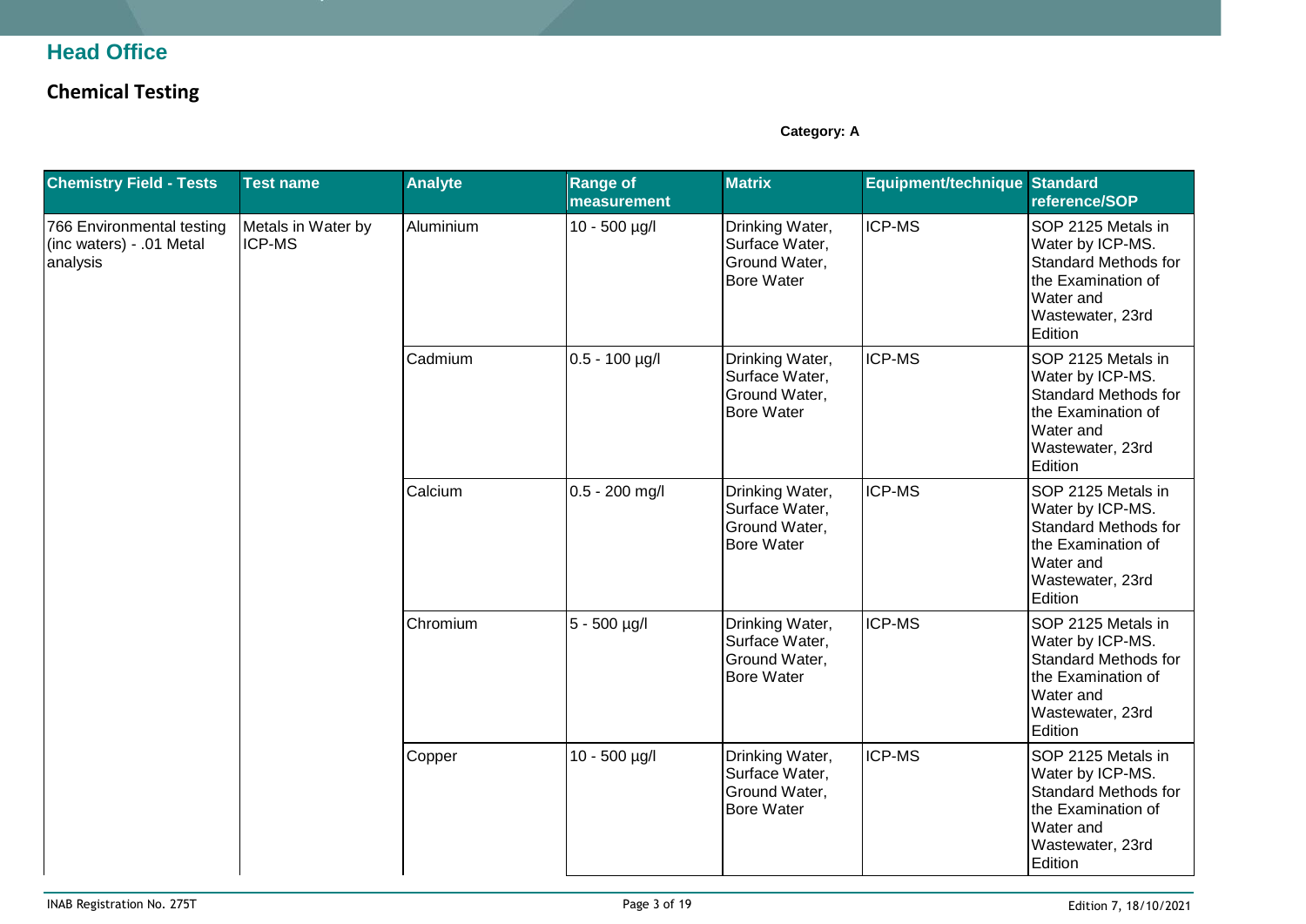## Head Office

### Chemical Testing

**Category: A**

| Chemistry Field - Tests | Test name | Analyte | Range of measurement | Matrix | Equipment/technique | Standard reference/SOP |
|---|---|---|---|---|---|---|
| 766 Environmental testing (inc waters) - .01 Metal analysis | Metals in Water by ICP-MS | Aluminium | 10 - 500 µg/l | Drinking Water, Surface Water, Ground Water, Bore Water | ICP-MS | SOP 2125 Metals in Water by ICP-MS. Standard Methods for the Examination of Water and Wastewater, 23rd Edition |
| | | Cadmium | 0.5 - 100 µg/l | Drinking Water, Surface Water, Ground Water, Bore Water | ICP-MS | SOP 2125 Metals in Water by ICP-MS. Standard Methods for the Examination of Water and Wastewater, 23rd Edition |
| | | Calcium | 0.5 - 200 mg/l | Drinking Water, Surface Water, Ground Water, Bore Water | ICP-MS | SOP 2125 Metals in Water by ICP-MS. Standard Methods for the Examination of Water and Wastewater, 23rd Edition |
| | | Chromium | 5 - 500 µg/l | Drinking Water, Surface Water, Ground Water, Bore Water | ICP-MS | SOP 2125 Metals in Water by ICP-MS. Standard Methods for the Examination of Water and Wastewater, 23rd Edition |
| | | Copper | 10 - 500 µg/l | Drinking Water, Surface Water, Ground Water, Bore Water | ICP-MS | SOP 2125 Metals in Water by ICP-MS. Standard Methods for the Examination of Water and Wastewater, 23rd Edition |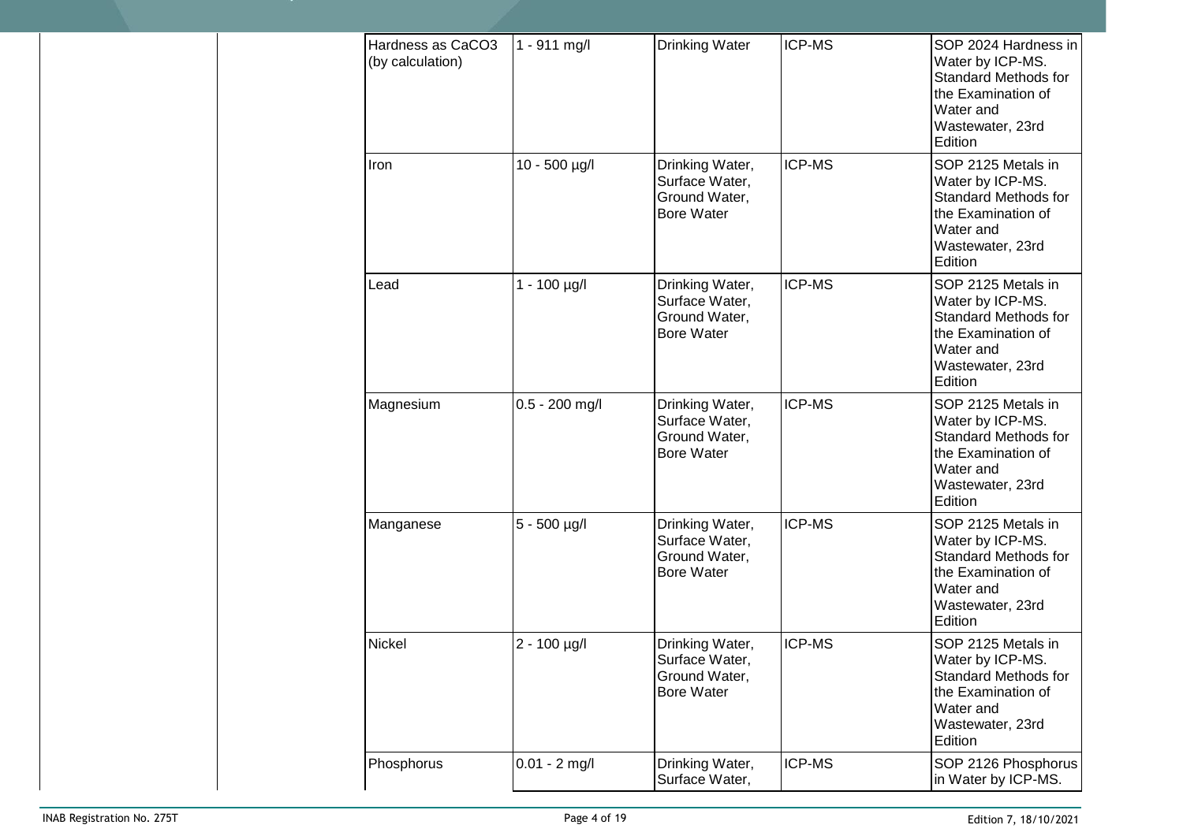| | | | | | | |
|---|---|---|---|---|---|---|
| | | Hardness as CaCO3 (by calculation) | 1 - 911 mg/l | Drinking Water | ICP-MS | SOP 2024 Hardness in Water by ICP-MS. Standard Methods for the Examination of Water and Wastewater, 23rd Edition |
| | | Iron | 10 - 500 µg/l | Drinking Water, Surface Water, Ground Water, Bore Water | ICP-MS | SOP 2125 Metals in Water by ICP-MS. Standard Methods for the Examination of Water and Wastewater, 23rd Edition |
| | | Lead | 1 - 100 µg/l | Drinking Water, Surface Water, Ground Water, Bore Water | ICP-MS | SOP 2125 Metals in Water by ICP-MS. Standard Methods for the Examination of Water and Wastewater, 23rd Edition |
| | | Magnesium | 0.5 - 200 mg/l | Drinking Water, Surface Water, Ground Water, Bore Water | ICP-MS | SOP 2125 Metals in Water by ICP-MS. Standard Methods for the Examination of Water and Wastewater, 23rd Edition |
| | | Manganese | 5 - 500 µg/l | Drinking Water, Surface Water, Ground Water, Bore Water | ICP-MS | SOP 2125 Metals in Water by ICP-MS. Standard Methods for the Examination of Water and Wastewater, 23rd Edition |
| | | Nickel | 2 - 100 µg/l | Drinking Water, Surface Water, Ground Water, Bore Water | ICP-MS | SOP 2125 Metals in Water by ICP-MS. Standard Methods for the Examination of Water and Wastewater, 23rd Edition |
| | | Phosphorus | 0.01 - 2 mg/l | Drinking Water, Surface Water, | ICP-MS | SOP 2126 Phosphorus in Water by ICP-MS. |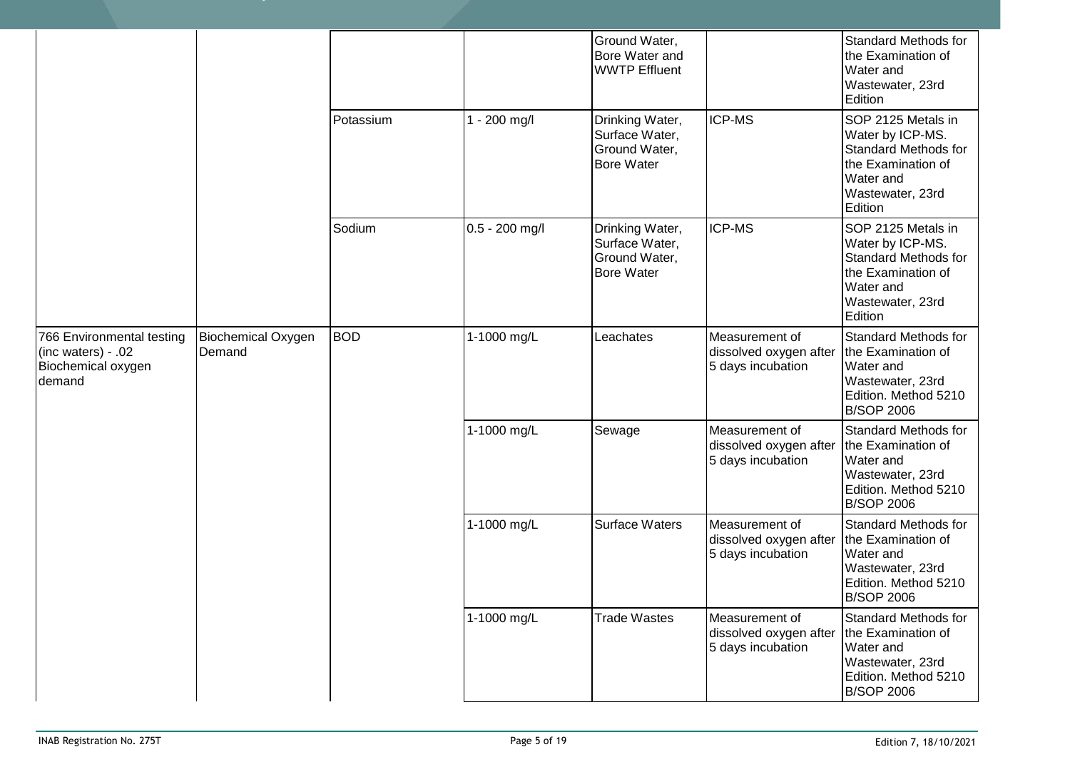| | | | | | | |
|---|---|---|---|---|---|---|
| | | | | Ground Water, Bore Water and WWTP Effluent | | Standard Methods for the Examination of Water and Wastewater, 23rd Edition |
| | | Potassium | 1 - 200 mg/l | Drinking Water, Surface Water, Ground Water, Bore Water | ICP-MS | SOP 2125 Metals in Water by ICP-MS. Standard Methods for the Examination of Water and Wastewater, 23rd Edition |
| | | Sodium | 0.5 - 200 mg/l | Drinking Water, Surface Water, Ground Water, Bore Water | ICP-MS | SOP 2125 Metals in Water by ICP-MS. Standard Methods for the Examination of Water and Wastewater, 23rd Edition |
| 766 Environmental testing (inc waters) - .02 Biochemical oxygen demand | Biochemical Oxygen Demand | BOD | 1-1000 mg/L | Leachates | Measurement of dissolved oxygen after 5 days incubation | Standard Methods for the Examination of Water and Wastewater, 23rd Edition. Method 5210 B/SOP 2006 |
| | | | 1-1000 mg/L | Sewage | Measurement of dissolved oxygen after 5 days incubation | Standard Methods for the Examination of Water and Wastewater, 23rd Edition. Method 5210 B/SOP 2006 |
| | | | 1-1000 mg/L | Surface Waters | Measurement of dissolved oxygen after 5 days incubation | Standard Methods for the Examination of Water and Wastewater, 23rd Edition. Method 5210 B/SOP 2006 |
| | | | 1-1000 mg/L | Trade Wastes | Measurement of dissolved oxygen after 5 days incubation | Standard Methods for the Examination of Water and Wastewater, 23rd Edition. Method 5210 B/SOP 2006 |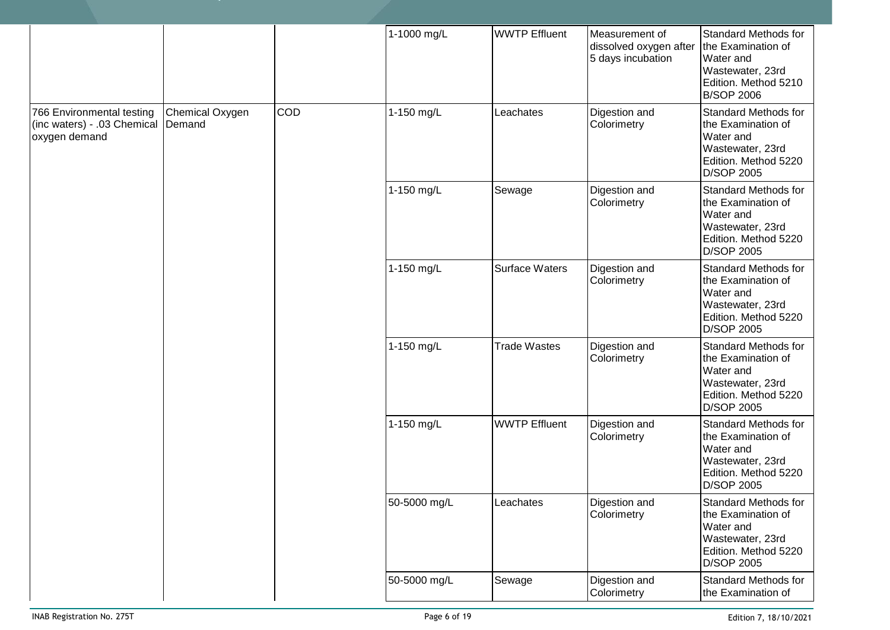| | | | 1-1000 mg/L | WWTP Effluent | Measurement of dissolved oxygen after 5 days incubation | Standard Methods for the Examination of Water and Wastewater, 23rd Edition. Method 5210 B/SOP 2006 |
|---|---|---|---|---|---|---|
| 766 Environmental testing (inc waters) - .03 Chemical oxygen demand | Chemical Oxygen Demand | COD | 1-150 mg/L | Leachates | Digestion and Colorimetry | Standard Methods for the Examination of Water and Wastewater, 23rd Edition. Method 5220 D/SOP 2005 |
| | | | 1-150 mg/L | Sewage | Digestion and Colorimetry | Standard Methods for the Examination of Water and Wastewater, 23rd Edition. Method 5220 D/SOP 2005 |
| | | | 1-150 mg/L | Surface Waters | Digestion and Colorimetry | Standard Methods for the Examination of Water and Wastewater, 23rd Edition. Method 5220 D/SOP 2005 |
| | | | 1-150 mg/L | Trade Wastes | Digestion and Colorimetry | Standard Methods for the Examination of Water and Wastewater, 23rd Edition. Method 5220 D/SOP 2005 |
| | | | 1-150 mg/L | WWTP Effluent | Digestion and Colorimetry | Standard Methods for the Examination of Water and Wastewater, 23rd Edition. Method 5220 D/SOP 2005 |
| | | | 50-5000 mg/L | Leachates | Digestion and Colorimetry | Standard Methods for the Examination of Water and Wastewater, 23rd Edition. Method 5220 D/SOP 2005 |
| | | | 50-5000 mg/L | Sewage | Digestion and Colorimetry | Standard Methods for the Examination of |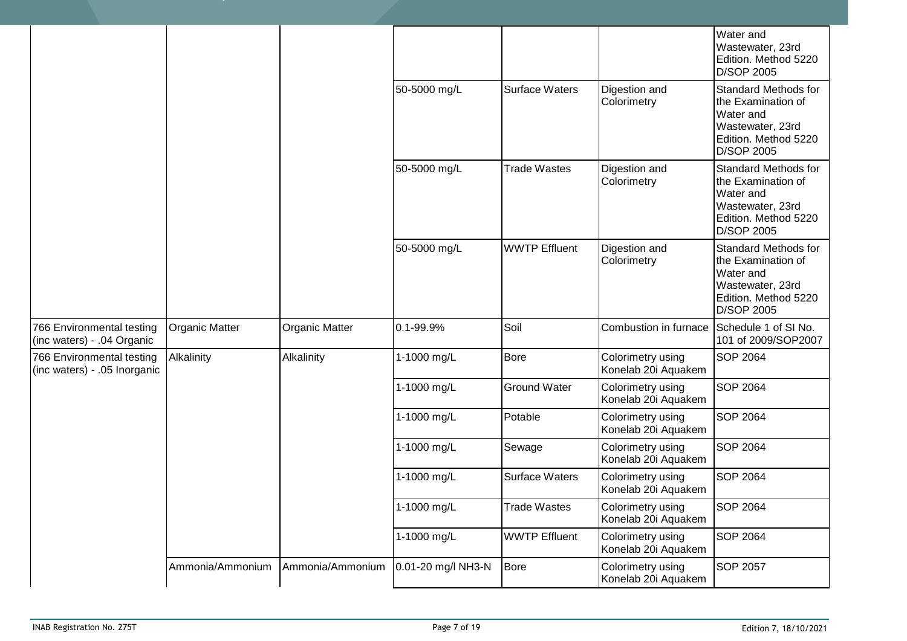| | | | | | | |
|---|---|---|---|---|---|---|
| | | | | | | Water and Wastewater, 23rd Edition. Method 5220 D/SOP 2005 |
| | | | 50-5000 mg/L | Surface Waters | Digestion and Colorimetry | Standard Methods for the Examination of Water and Wastewater, 23rd Edition. Method 5220 D/SOP 2005 |
| | | | 50-5000 mg/L | Trade Wastes | Digestion and Colorimetry | Standard Methods for the Examination of Water and Wastewater, 23rd Edition. Method 5220 D/SOP 2005 |
| | | | 50-5000 mg/L | WWTP Effluent | Digestion and Colorimetry | Standard Methods for the Examination of Water and Wastewater, 23rd Edition. Method 5220 D/SOP 2005 |
| 766 Environmental testing (inc waters) - .04 Organic | Organic Matter | Organic Matter | 0.1-99.9% | Soil | Combustion in furnace | Schedule 1 of SI No. 101 of 2009/SOP2007 |
| 766 Environmental testing (inc waters) - .05 Inorganic | Alkalinity | Alkalinity | 1-1000 mg/L | Bore | Colorimetry using Konelab 20i Aquakem | SOP 2064 |
| | | | 1-1000 mg/L | Ground Water | Colorimetry using Konelab 20i Aquakem | SOP 2064 |
| | | | 1-1000 mg/L | Potable | Colorimetry using Konelab 20i Aquakem | SOP 2064 |
| | | | 1-1000 mg/L | Sewage | Colorimetry using Konelab 20i Aquakem | SOP 2064 |
| | | | 1-1000 mg/L | Surface Waters | Colorimetry using Konelab 20i Aquakem | SOP 2064 |
| | | | 1-1000 mg/L | Trade Wastes | Colorimetry using Konelab 20i Aquakem | SOP 2064 |
| | | | 1-1000 mg/L | WWTP Effluent | Colorimetry using Konelab 20i Aquakem | SOP 2064 |
| | Ammonia/Ammonium | Ammonia/Ammonium | 0.01-20 mg/l $NH_3$-N | Bore | Colorimetry using Konelab 20i Aquakem | SOP 2057 |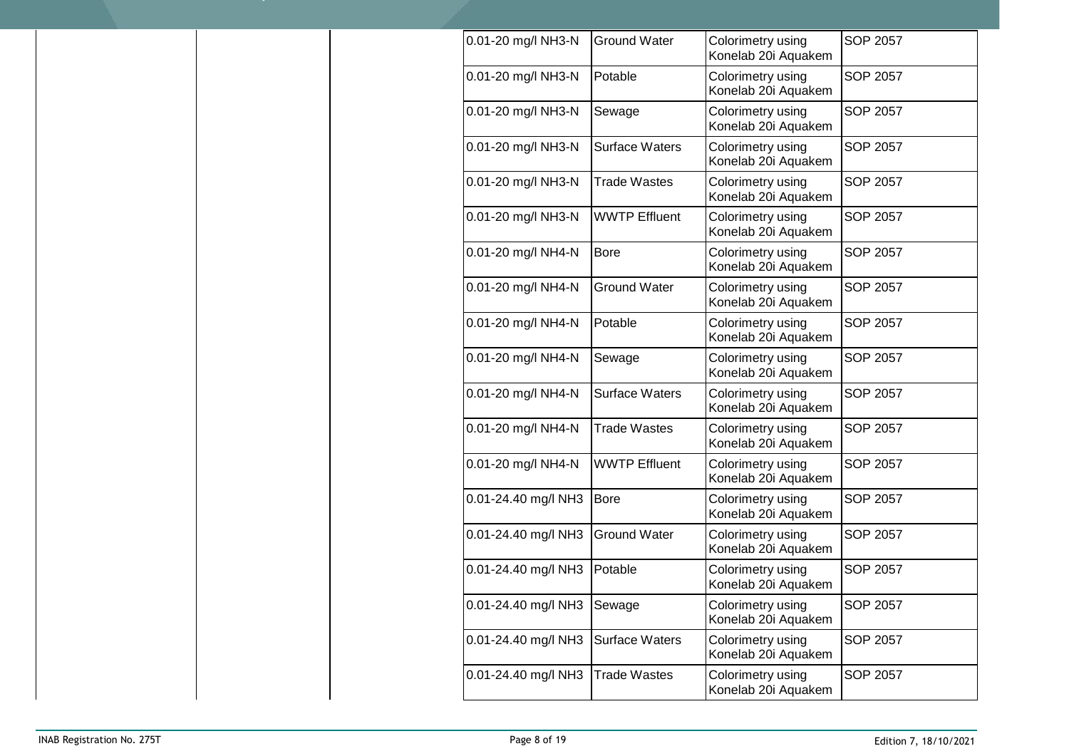| | | | | | | |
|---|---|---|---|---|---|---|
| | | | 0.01-20 mg/l $NH_3$-N | Ground Water | Colorimetry using Konelab 20i Aquakem | SOP 2057 |
| | | | 0.01-20 mg/l $NH_3$-N | Potable | Colorimetry using Konelab 20i Aquakem | SOP 2057 |
| | | | 0.01-20 mg/l $NH_3$-N | Sewage | Colorimetry using Konelab 20i Aquakem | SOP 2057 |
| | | | 0.01-20 mg/l $NH_3$-N | Surface Waters | Colorimetry using Konelab 20i Aquakem | SOP 2057 |
| | | | 0.01-20 mg/l $NH_3$-N | Trade Wastes | Colorimetry using Konelab 20i Aquakem | SOP 2057 |
| | | | 0.01-20 mg/l $NH_3$-N | WWTP Effluent | Colorimetry using Konelab 20i Aquakem | SOP 2057 |
| | | | 0.01-20 mg/l $NH_4$-N | Bore | Colorimetry using Konelab 20i Aquakem | SOP 2057 |
| | | | 0.01-20 mg/l $NH_4$-N | Ground Water | Colorimetry using Konelab 20i Aquakem | SOP 2057 |
| | | | 0.01-20 mg/l $NH_4$-N | Potable | Colorimetry using Konelab 20i Aquakem | SOP 2057 |
| | | | 0.01-20 mg/l $NH_4$-N | Sewage | Colorimetry using Konelab 20i Aquakem | SOP 2057 |
| | | | 0.01-20 mg/l $NH_4$-N | Surface Waters | Colorimetry using Konelab 20i Aquakem | SOP 2057 |
| | | | 0.01-20 mg/l $NH_4$-N | Trade Wastes | Colorimetry using Konelab 20i Aquakem | SOP 2057 |
| | | | 0.01-20 mg/l $NH_4$-N | WWTP Effluent | Colorimetry using Konelab 20i Aquakem | SOP 2057 |
| | | | 0.01-24.40 mg/l $NH_3$ | Bore | Colorimetry using Konelab 20i Aquakem | SOP 2057 |
| | | | 0.01-24.40 mg/l $NH_3$ | Ground Water | Colorimetry using Konelab 20i Aquakem | SOP 2057 |
| | | | 0.01-24.40 mg/l $NH_3$ | Potable | Colorimetry using Konelab 20i Aquakem | SOP 2057 |
| | | | 0.01-24.40 mg/l $NH_3$ | Sewage | Colorimetry using Konelab 20i Aquakem | SOP 2057 |
| | | | 0.01-24.40 mg/l $NH_3$ | Surface Waters | Colorimetry using Konelab 20i Aquakem | SOP 2057 |
| | | | 0.01-24.40 mg/l $NH_3$ | Trade Wastes | Colorimetry using Konelab 20i Aquakem | SOP 2057 |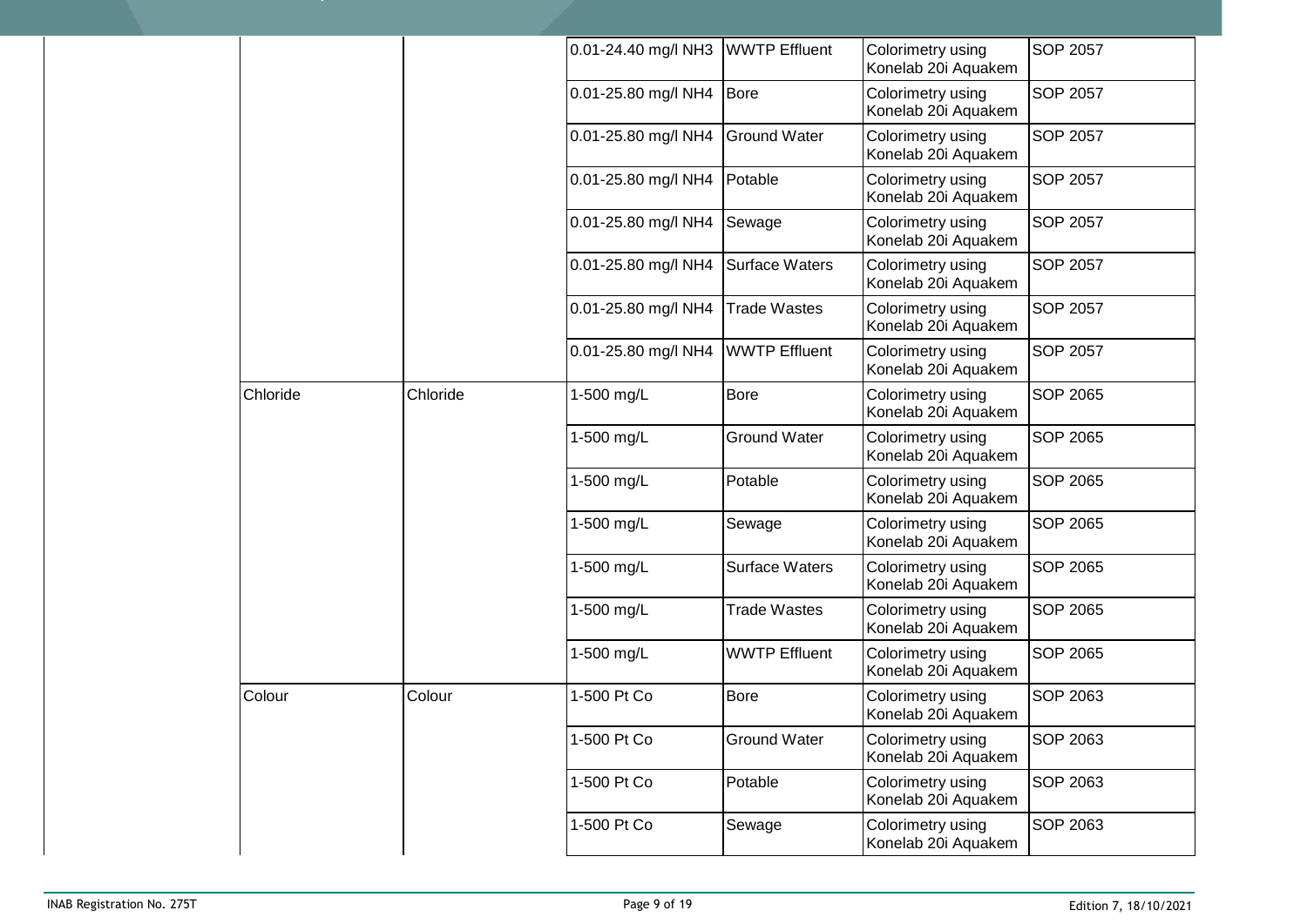| | | | | | |
|---|---|---|---|---|---|
| | | 0.01-24.40 mg/l NH3 | WWTP Effluent | Colorimetry using Konelab 20i Aquakem | SOP 2057 |
| | | 0.01-25.80 mg/l NH4 | Bore | Colorimetry using Konelab 20i Aquakem | SOP 2057 |
| | | 0.01-25.80 mg/l NH4 | Ground Water | Colorimetry using Konelab 20i Aquakem | SOP 2057 |
| | | 0.01-25.80 mg/l NH4 | Potable | Colorimetry using Konelab 20i Aquakem | SOP 2057 |
| | | 0.01-25.80 mg/l NH4 | Sewage | Colorimetry using Konelab 20i Aquakem | SOP 2057 |
| | | 0.01-25.80 mg/l NH4 | Surface Waters | Colorimetry using Konelab 20i Aquakem | SOP 2057 |
| | | 0.01-25.80 mg/l NH4 | Trade Wastes | Colorimetry using Konelab 20i Aquakem | SOP 2057 |
| | | 0.01-25.80 mg/l NH4 | WWTP Effluent | Colorimetry using Konelab 20i Aquakem | SOP 2057 |
| | Chloride | Chloride | 1-500 mg/L | Bore | Colorimetry using Konelab 20i Aquakem | SOP 2065 |
| | | | 1-500 mg/L | Ground Water | Colorimetry using Konelab 20i Aquakem | SOP 2065 |
| | | | 1-500 mg/L | Potable | Colorimetry using Konelab 20i Aquakem | SOP 2065 |
| | | | 1-500 mg/L | Sewage | Colorimetry using Konelab 20i Aquakem | SOP 2065 |
| | | | 1-500 mg/L | Surface Waters | Colorimetry using Konelab 20i Aquakem | SOP 2065 |
| | | | 1-500 mg/L | Trade Wastes | Colorimetry using Konelab 20i Aquakem | SOP 2065 |
| | | | 1-500 mg/L | WWTP Effluent | Colorimetry using Konelab 20i Aquakem | SOP 2065 |
| | Colour | Colour | 1-500 Pt Co | Bore | Colorimetry using Konelab 20i Aquakem | SOP 2063 |
| | | | 1-500 Pt Co | Ground Water | Colorimetry using Konelab 20i Aquakem | SOP 2063 |
| | | | 1-500 Pt Co | Potable | Colorimetry using Konelab 20i Aquakem | SOP 2063 |
| | | | 1-500 Pt Co | Sewage | Colorimetry using Konelab 20i Aquakem | SOP 2063 |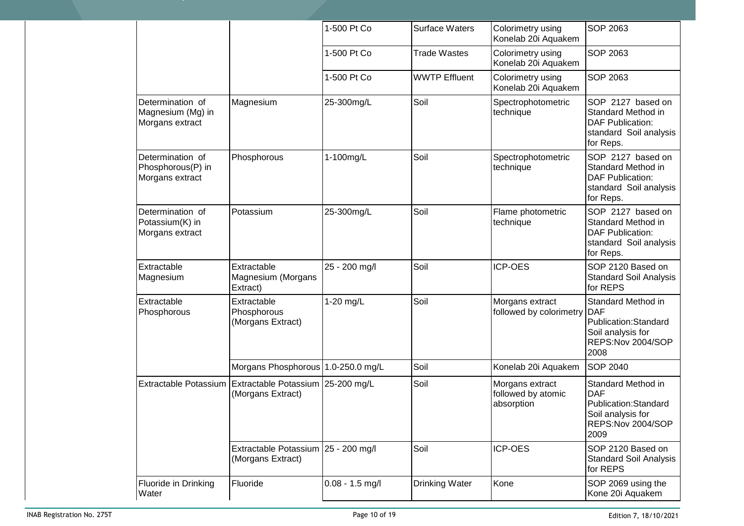| | | | | | |
|---|---|---|---|---|---|
| | | 1-500 Pt Co | Surface Waters | Colorimetry using Konelab 20i Aquakem | SOP 2063 |
| | | 1-500 Pt Co | Trade Wastes | Colorimetry using Konelab 20i Aquakem | SOP 2063 |
| | | 1-500 Pt Co | WWTP Effluent | Colorimetry using Konelab 20i Aquakem | SOP 2063 |
| Determination of Magnesium (Mg) in Morgans extract | Magnesium | 25-300mg/L | Soil | Spectrophotometric technique | SOP 2127 based on Standard Method in DAF Publication: standard Soil analysis for Reps. |
| Determination of Phosphorous(P) in Morgans extract | Phosphorous | 1-100mg/L | Soil | Spectrophotometric technique | SOP 2127 based on Standard Method in DAF Publication: standard Soil analysis for Reps. |
| Determination of Potassium(K) in Morgans extract | Potassium | 25-300mg/L | Soil | Flame photometric technique | SOP 2127 based on Standard Method in DAF Publication: standard Soil analysis for Reps. |
| Extractable Magnesium | Extractable Magnesium (Morgans Extract) | 25 - 200 mg/l | Soil | ICP-OES | SOP 2120 Based on Standard Soil Analysis for REPS |
| Extractable Phosphorous | Extractable Phosphorous (Morgans Extract) | 1-20 mg/L | Soil | Morgans extract followed by colorimetry | Standard Method in DAF Publication:Standard Soil analysis for REPS:Nov 2004/SOP 2008 |
| | Morgans Phosphorous | 1.0-250.0 mg/L | Soil | Konelab 20i Aquakem | SOP 2040 |
| Extractable Potassium | Extractable Potassium (Morgans Extract) | 25-200 mg/L | Soil | Morgans extract followed by atomic absorption | Standard Method in DAF Publication:Standard Soil analysis for REPS:Nov 2004/SOP 2009 |
| | Extractable Potassium (Morgans Extract) | 25 - 200 mg/l | Soil | ICP-OES | SOP 2120 Based on Standard Soil Analysis for REPS |
| Fluoride in Drinking Water | Fluoride | 0.08 - 1.5 mg/l | Drinking Water | Kone | SOP 2069 using the Kone 20i Aquakem |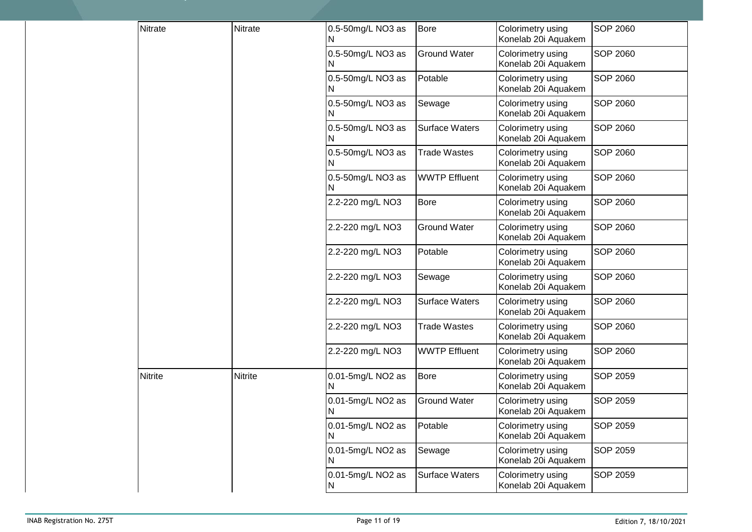| | | | | | |
|---|---|---|---|---|---|
| | Nitrate | Nitrate | 0.5-50mg/L $NO_3$ as N | Bore | Colorimetry using Konelab 20i Aquakem | SOP 2060 |
| | | | 0.5-50mg/L $NO_3$ as N | Ground Water | Colorimetry using Konelab 20i Aquakem | SOP 2060 |
| | | | 0.5-50mg/L $NO_3$ as N | Potable | Colorimetry using Konelab 20i Aquakem | SOP 2060 |
| | | | 0.5-50mg/L $NO_3$ as N | Sewage | Colorimetry using Konelab 20i Aquakem | SOP 2060 |
| | | | 0.5-50mg/L $NO_3$ as N | Surface Waters | Colorimetry using Konelab 20i Aquakem | SOP 2060 |
| | | | 0.5-50mg/L $NO_3$ as N | Trade Wastes | Colorimetry using Konelab 20i Aquakem | SOP 2060 |
| | | | 0.5-50mg/L $NO_3$ as N | WWTP Effluent | Colorimetry using Konelab 20i Aquakem | SOP 2060 |
| | | | 2.2-220 mg/L $NO_3$ | Bore | Colorimetry using Konelab 20i Aquakem | SOP 2060 |
| | | | 2.2-220 mg/L $NO_3$ | Ground Water | Colorimetry using Konelab 20i Aquakem | SOP 2060 |
| | | | 2.2-220 mg/L $NO_3$ | Potable | Colorimetry using Konelab 20i Aquakem | SOP 2060 |
| | | | 2.2-220 mg/L $NO_3$ | Sewage | Colorimetry using Konelab 20i Aquakem | SOP 2060 |
| | | | 2.2-220 mg/L $NO_3$ | Surface Waters | Colorimetry using Konelab 20i Aquakem | SOP 2060 |
| | | | 2.2-220 mg/L $NO_3$ | Trade Wastes | Colorimetry using Konelab 20i Aquakem | SOP 2060 |
| | | | 2.2-220 mg/L $NO_3$ | WWTP Effluent | Colorimetry using Konelab 20i Aquakem | SOP 2060 |
| | Nitrite | Nitrite | 0.01-5mg/L $NO_2$ as N | Bore | Colorimetry using Konelab 20i Aquakem | SOP 2059 |
| | | | 0.01-5mg/L $NO_2$ as N | Ground Water | Colorimetry using Konelab 20i Aquakem | SOP 2059 |
| | | | 0.01-5mg/L $NO_2$ as N | Potable | Colorimetry using Konelab 20i Aquakem | SOP 2059 |
| | | | 0.01-5mg/L $NO_2$ as N | Sewage | Colorimetry using Konelab 20i Aquakem | SOP 2059 |
| | | | 0.01-5mg/L $NO_2$ as N | Surface Waters | Colorimetry using Konelab 20i Aquakem | SOP 2059 |

INAB Registration No. 275T

Edition 7, 18/10/2021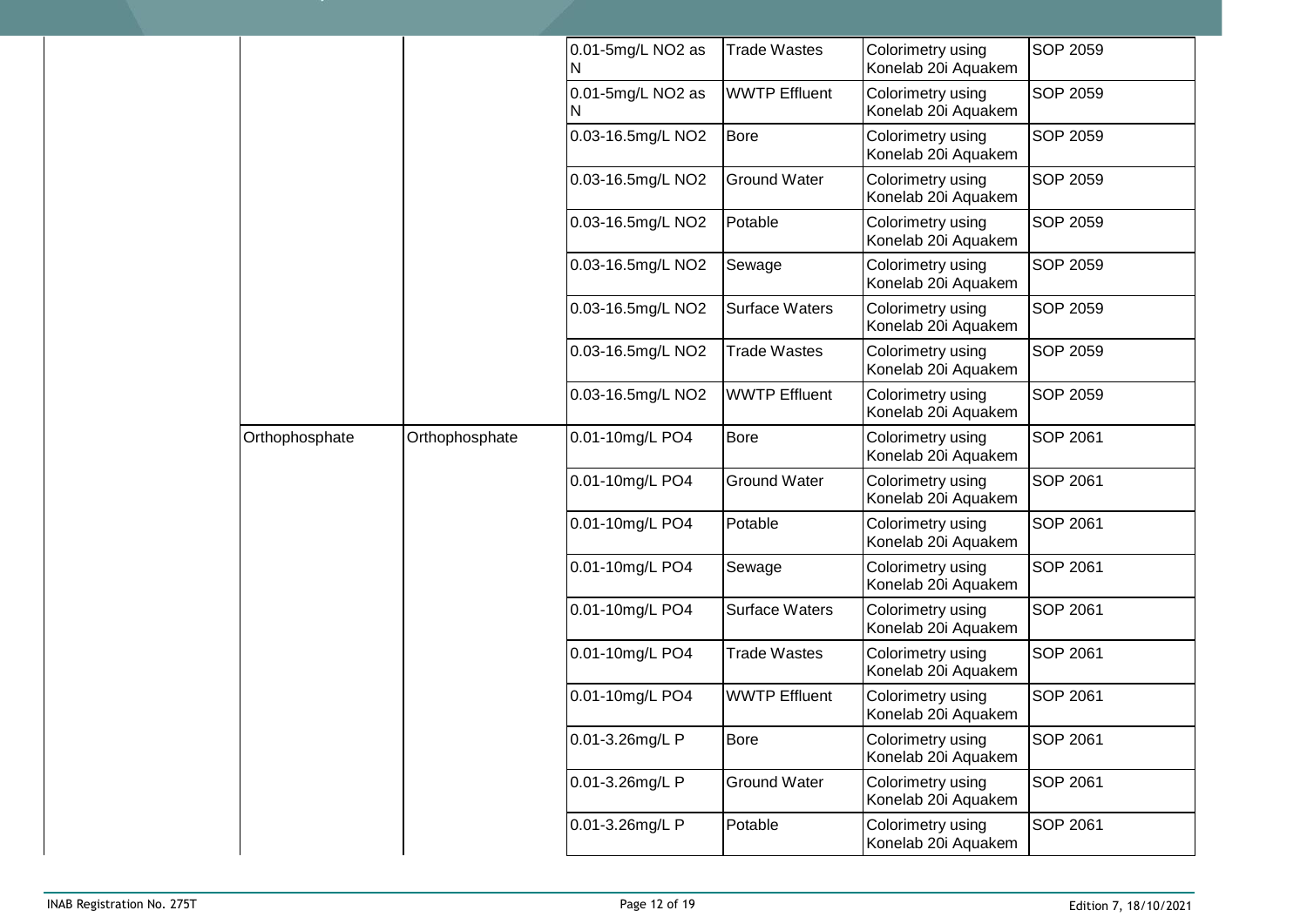| | | | | | |
|---|---|---|---|---|---|
| | | | 0.01-5mg/L NO2 as N | Trade Wastes | Colorimetry using Konelab 20i Aquakem | SOP 2059 |
| | | | 0.01-5mg/L NO2 as N | WWTP Effluent | Colorimetry using Konelab 20i Aquakem | SOP 2059 |
| | | | 0.03-16.5mg/L NO2 | Bore | Colorimetry using Konelab 20i Aquakem | SOP 2059 |
| | | | 0.03-16.5mg/L NO2 | Ground Water | Colorimetry using Konelab 20i Aquakem | SOP 2059 |
| | | | 0.03-16.5mg/L NO2 | Potable | Colorimetry using Konelab 20i Aquakem | SOP 2059 |
| | | | 0.03-16.5mg/L NO2 | Sewage | Colorimetry using Konelab 20i Aquakem | SOP 2059 |
| | | | 0.03-16.5mg/L NO2 | Surface Waters | Colorimetry using Konelab 20i Aquakem | SOP 2059 |
| | | | 0.03-16.5mg/L NO2 | Trade Wastes | Colorimetry using Konelab 20i Aquakem | SOP 2059 |
| | | | 0.03-16.5mg/L NO2 | WWTP Effluent | Colorimetry using Konelab 20i Aquakem | SOP 2059 |
| | Orthophosphate | Orthophosphate | 0.01-10mg/L PO4 | Bore | Colorimetry using Konelab 20i Aquakem | SOP 2061 |
| | | | 0.01-10mg/L PO4 | Ground Water | Colorimetry using Konelab 20i Aquakem | SOP 2061 |
| | | | 0.01-10mg/L PO4 | Potable | Colorimetry using Konelab 20i Aquakem | SOP 2061 |
| | | | 0.01-10mg/L PO4 | Sewage | Colorimetry using Konelab 20i Aquakem | SOP 2061 |
| | | | 0.01-10mg/L PO4 | Surface Waters | Colorimetry using Konelab 20i Aquakem | SOP 2061 |
| | | | 0.01-10mg/L PO4 | Trade Wastes | Colorimetry using Konelab 20i Aquakem | SOP 2061 |
| | | | 0.01-10mg/L PO4 | WWTP Effluent | Colorimetry using Konelab 20i Aquakem | SOP 2061 |
| | | | 0.01-3.26mg/L P | Bore | Colorimetry using Konelab 20i Aquakem | SOP 2061 |
| | | | 0.01-3.26mg/L P | Ground Water | Colorimetry using Konelab 20i Aquakem | SOP 2061 |
| | | | 0.01-3.26mg/L P | Potable | Colorimetry using Konelab 20i Aquakem | SOP 2061 |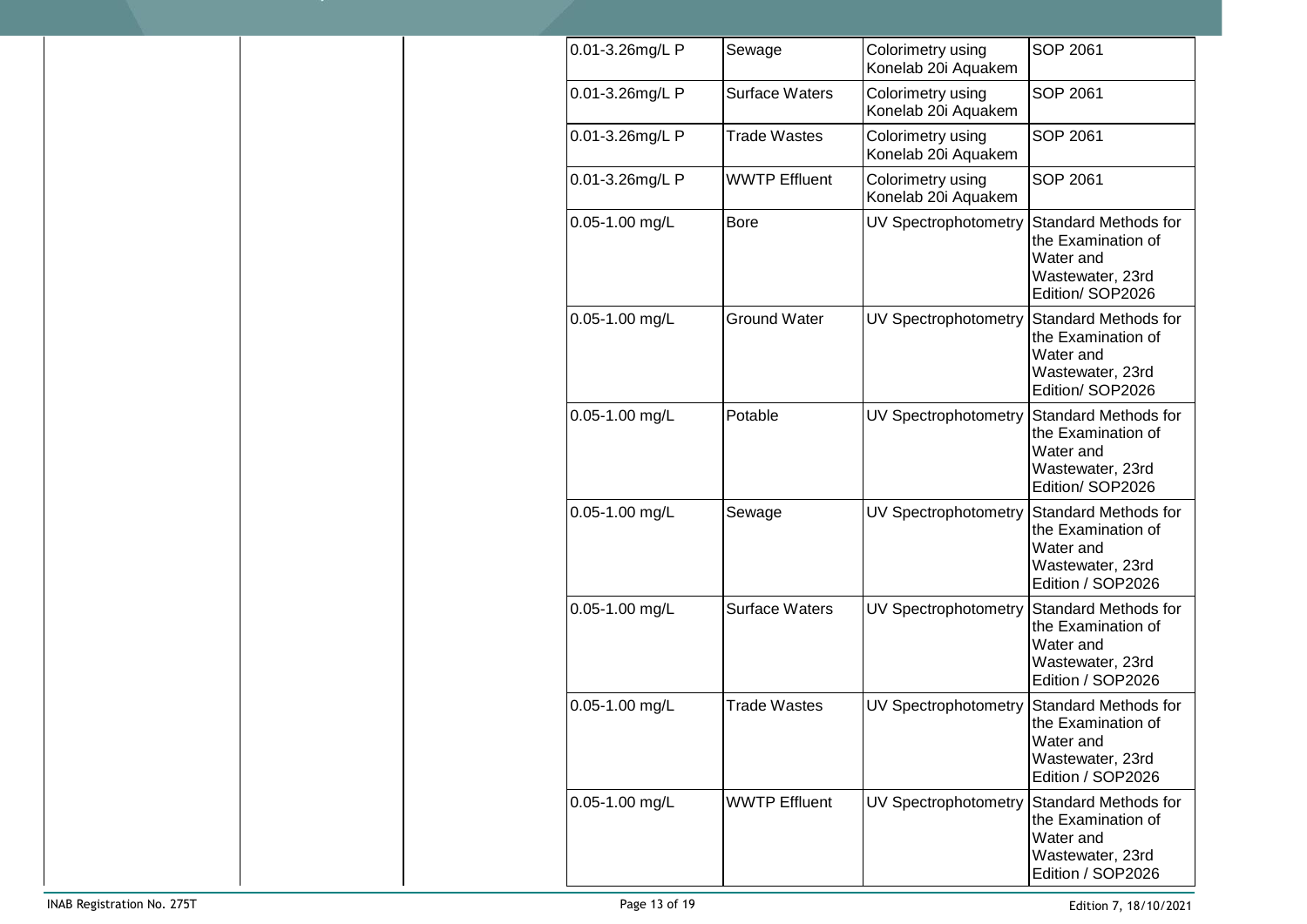| | | | | | | |
|---|---|---|---|---|---|---|
| | | | 0.01-3.26mg/L P | Sewage | Colorimetry using Konelab 20i Aquakem | SOP 2061 |
| | | | 0.01-3.26mg/L P | Surface Waters | Colorimetry using Konelab 20i Aquakem | SOP 2061 |
| | | | 0.01-3.26mg/L P | Trade Wastes | Colorimetry using Konelab 20i Aquakem | SOP 2061 |
| | | | 0.01-3.26mg/L P | WWTP Effluent | Colorimetry using Konelab 20i Aquakem | SOP 2061 |
| | | | 0.05-1.00 mg/L | Bore | UV Spectrophotometry | Standard Methods for the Examination of Water and Wastewater, 23rd Edition/ SOP2026 |
| | | | 0.05-1.00 mg/L | Ground Water | UV Spectrophotometry | Standard Methods for the Examination of Water and Wastewater, 23rd Edition/ SOP2026 |
| | | | 0.05-1.00 mg/L | Potable | UV Spectrophotometry | Standard Methods for the Examination of Water and Wastewater, 23rd Edition/ SOP2026 |
| | | | 0.05-1.00 mg/L | Sewage | UV Spectrophotometry | Standard Methods for the Examination of Water and Wastewater, 23rd Edition / SOP2026 |
| | | | 0.05-1.00 mg/L | Surface Waters | UV Spectrophotometry | Standard Methods for the Examination of Water and Wastewater, 23rd Edition / SOP2026 |
| | | | 0.05-1.00 mg/L | Trade Wastes | UV Spectrophotometry | Standard Methods for the Examination of Water and Wastewater, 23rd Edition / SOP2026 |
| | | | 0.05-1.00 mg/L | WWTP Effluent | UV Spectrophotometry | Standard Methods for the Examination of Water and Wastewater, 23rd Edition / SOP2026 |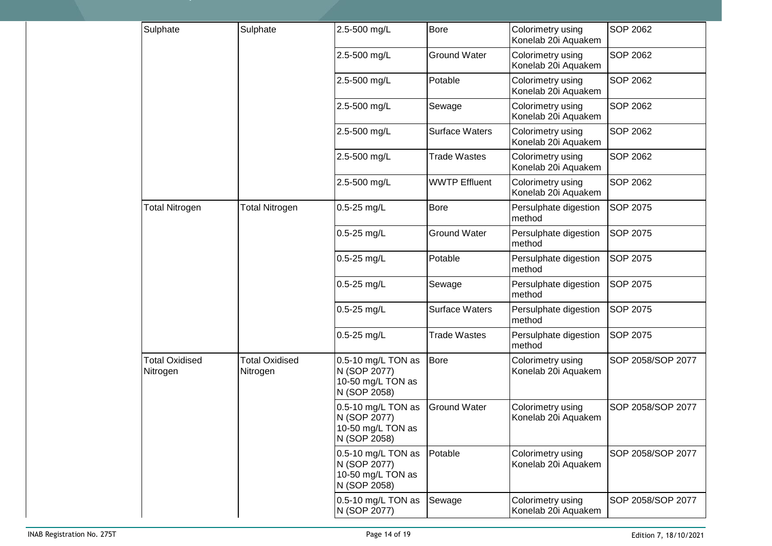| | | | | | | |
|---|---|---|---|---|---|---|
| | Sulphate | Sulphate | 2.5-500 mg/L | Bore | Colorimetry using Konelab 20i Aquakem | SOP 2062 |
| | | | 2.5-500 mg/L | Ground Water | Colorimetry using Konelab 20i Aquakem | SOP 2062 |
| | | | 2.5-500 mg/L | Potable | Colorimetry using Konelab 20i Aquakem | SOP 2062 |
| | | | 2.5-500 mg/L | Sewage | Colorimetry using Konelab 20i Aquakem | SOP 2062 |
| | | | 2.5-500 mg/L | Surface Waters | Colorimetry using Konelab 20i Aquakem | SOP 2062 |
| | | | 2.5-500 mg/L | Trade Wastes | Colorimetry using Konelab 20i Aquakem | SOP 2062 |
| | | | 2.5-500 mg/L | WWTP Effluent | Colorimetry using Konelab 20i Aquakem | SOP 2062 |
| | Total Nitrogen | Total Nitrogen | 0.5-25 mg/L | Bore | Persulphate digestion method | SOP 2075 |
| | | | 0.5-25 mg/L | Ground Water | Persulphate digestion method | SOP 2075 |
| | | | 0.5-25 mg/L | Potable | Persulphate digestion method | SOP 2075 |
| | | | 0.5-25 mg/L | Sewage | Persulphate digestion method | SOP 2075 |
| | | | 0.5-25 mg/L | Surface Waters | Persulphate digestion method | SOP 2075 |
| | | | 0.5-25 mg/L | Trade Wastes | Persulphate digestion method | SOP 2075 |
| | Total Oxidised Nitrogen | Total Oxidised Nitrogen | 0.5-10 mg/L TON as N (SOP 2077) 10-50 mg/L TON as N (SOP 2058) | Bore | Colorimetry using Konelab 20i Aquakem | SOP 2058/SOP 2077 |
| | | | 0.5-10 mg/L TON as N (SOP 2077) 10-50 mg/L TON as N (SOP 2058) | Ground Water | Colorimetry using Konelab 20i Aquakem | SOP 2058/SOP 2077 |
| | | | 0.5-10 mg/L TON as N (SOP 2077) 10-50 mg/L TON as N (SOP 2058) | Potable | Colorimetry using Konelab 20i Aquakem | SOP 2058/SOP 2077 |
| | | | 0.5-10 mg/L TON as N (SOP 2077) | Sewage | Colorimetry using Konelab 20i Aquakem | SOP 2058/SOP 2077 |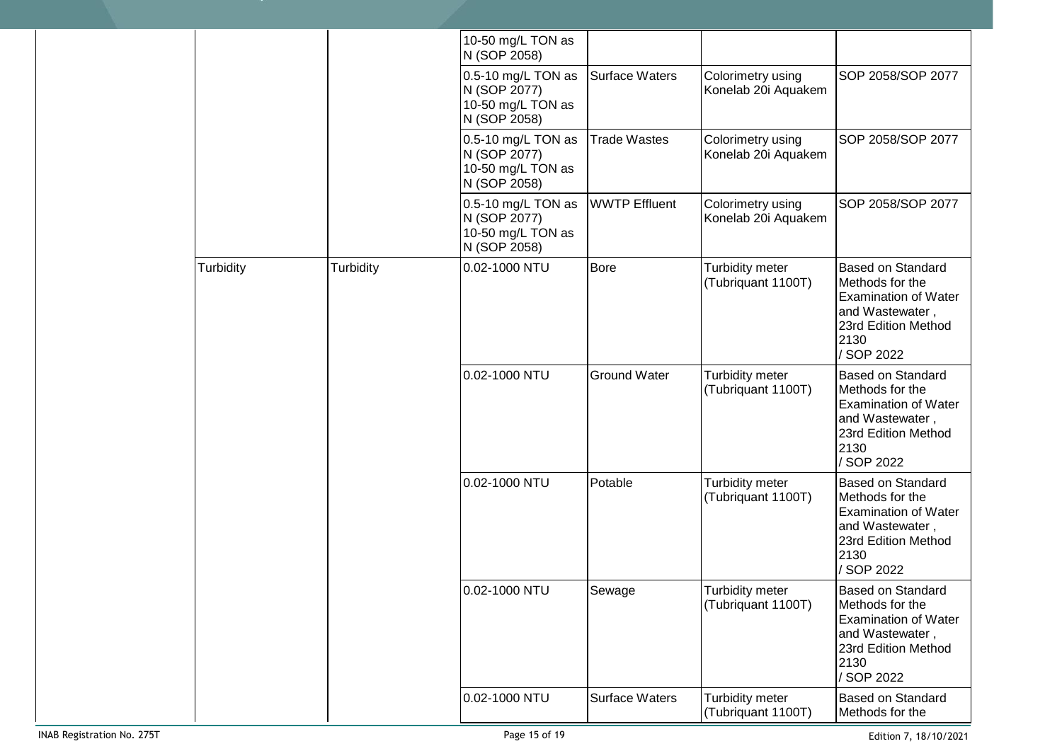| | | | | | | |
|---|---|---|---|---|---|---|
| | | | 10-50 mg/L TON as N (SOP 2058) | | | |
| | | | 0.5-10 mg/L TON as N (SOP 2077) 10-50 mg/L TON as N (SOP 2058) | Surface Waters | Colorimetry using Konelab 20i Aquakem | SOP 2058/SOP 2077 |
| | | | 0.5-10 mg/L TON as N (SOP 2077) 10-50 mg/L TON as N (SOP 2058) | Trade Wastes | Colorimetry using Konelab 20i Aquakem | SOP 2058/SOP 2077 |
| | | | 0.5-10 mg/L TON as N (SOP 2077) 10-50 mg/L TON as N (SOP 2058) | WWTP Effluent | Colorimetry using Konelab 20i Aquakem | SOP 2058/SOP 2077 |
| | Turbidity | Turbidity | 0.02-1000 NTU | Bore | Turbidity meter (Tubriquant 1100T) | Based on Standard Methods for the Examination of Water and Wastewater , 23rd Edition Method 2130 / SOP 2022 |
| | | | 0.02-1000 NTU | Ground Water | Turbidity meter (Tubriquant 1100T) | Based on Standard Methods for the Examination of Water and Wastewater , 23rd Edition Method 2130 / SOP 2022 |
| | | | 0.02-1000 NTU | Potable | Turbidity meter (Tubriquant 1100T) | Based on Standard Methods for the Examination of Water and Wastewater , 23rd Edition Method 2130 / SOP 2022 |
| | | | 0.02-1000 NTU | Sewage | Turbidity meter (Tubriquant 1100T) | Based on Standard Methods for the Examination of Water and Wastewater , 23rd Edition Method 2130 / SOP 2022 |
| | | | 0.02-1000 NTU | Surface Waters | Turbidity meter (Tubriquant 1100T) | Based on Standard Methods for the |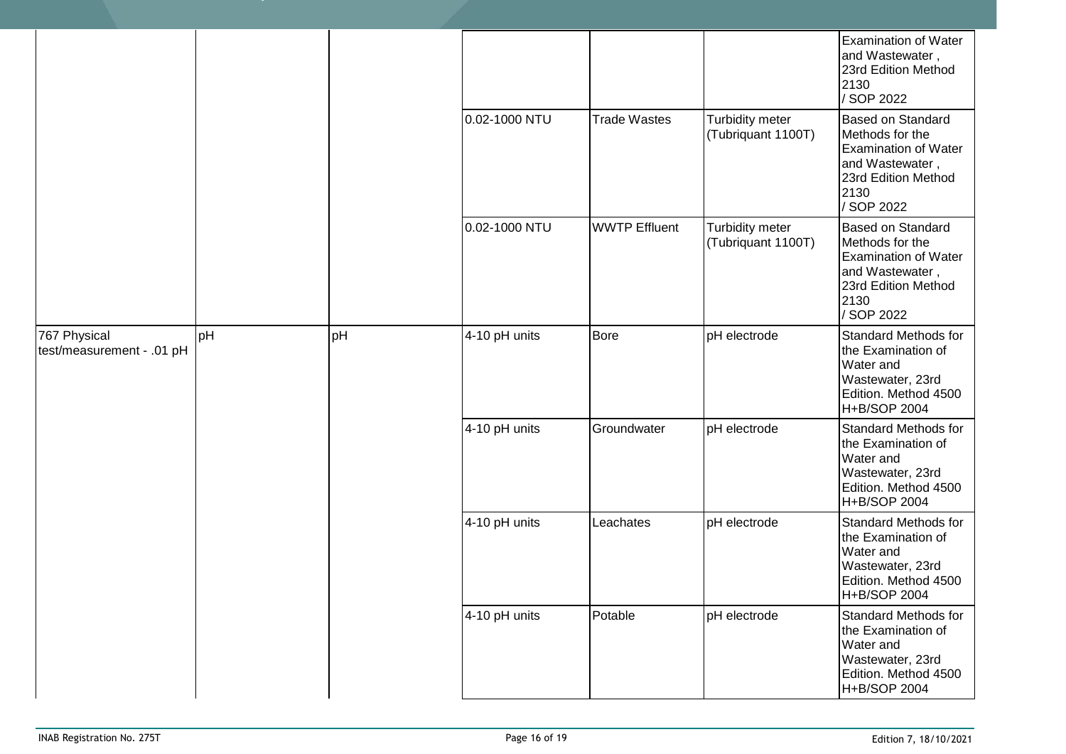| | | | | | | |
|---|---|---|---|---|---|---|
| | | | | | | Examination of Water and Wastewater , 23rd Edition Method 2130 / SOP 2022 |
| | | | 0.02-1000 NTU | Trade Wastes | Turbidity meter (Tubriquant 1100T) | Based on Standard Methods for the Examination of Water and Wastewater , 23rd Edition Method 2130 / SOP 2022 |
| | | | 0.02-1000 NTU | WWTP Effluent | Turbidity meter (Tubriquant 1100T) | Based on Standard Methods for the Examination of Water and Wastewater , 23rd Edition Method 2130 / SOP 2022 |
| 767 Physical test/measurement - .01 pH | pH | pH | 4-10 pH units | Bore | pH electrode | Standard Methods for the Examination of Water and Wastewater, 23rd Edition. Method 4500 H+B/SOP 2004 |
| | | | 4-10 pH units | Groundwater | pH electrode | Standard Methods for the Examination of Water and Wastewater, 23rd Edition. Method 4500 H+B/SOP 2004 |
| | | | 4-10 pH units | Leachates | pH electrode | Standard Methods for the Examination of Water and Wastewater, 23rd Edition. Method 4500 H+B/SOP 2004 |
| | | | 4-10 pH units | Potable | pH electrode | Standard Methods for the Examination of Water and Wastewater, 23rd Edition. Method 4500 H+B/SOP 2004 |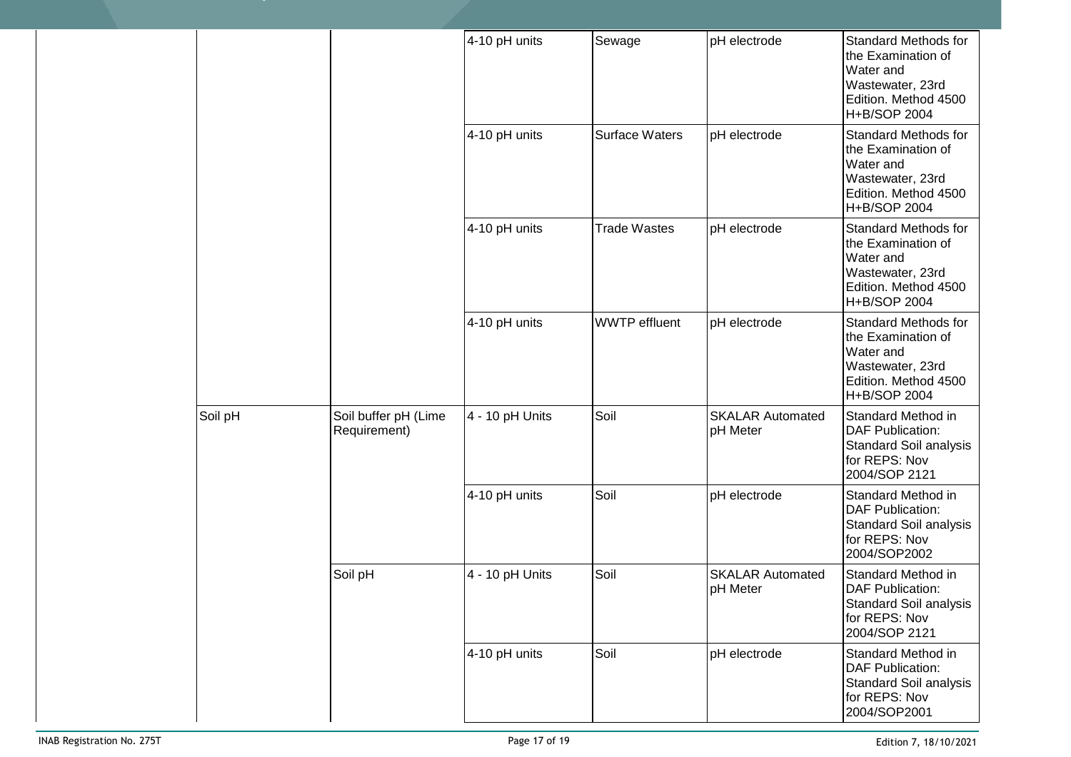| | | | | | | |
|---|---|---|---|---|---|---|
| | | | 4-10 pH units | Sewage | pH electrode | Standard Methods for the Examination of Water and Wastewater, 23rd Edition. Method 4500 H+B/SOP 2004 |
| | | | 4-10 pH units | Surface Waters | pH electrode | Standard Methods for the Examination of Water and Wastewater, 23rd Edition. Method 4500 H+B/SOP 2004 |
| | | | 4-10 pH units | Trade Wastes | pH electrode | Standard Methods for the Examination of Water and Wastewater, 23rd Edition. Method 4500 H+B/SOP 2004 |
| | | | 4-10 pH units | WWTP effluent | pH electrode | Standard Methods for the Examination of Water and Wastewater, 23rd Edition. Method 4500 H+B/SOP 2004 |
| | Soil pH | Soil buffer pH (Lime Requirement) | 4 - 10 pH Units | Soil | SKALAR Automated pH Meter | Standard Method in DAF Publication: Standard Soil analysis for REPS: Nov 2004/SOP 2121 |
| | | | 4-10 pH units | Soil | pH electrode | Standard Method in DAF Publication: Standard Soil analysis for REPS: Nov 2004/SOP2002 |
| | | Soil pH | 4 - 10 pH Units | Soil | SKALAR Automated pH Meter | Standard Method in DAF Publication: Standard Soil analysis for REPS: Nov 2004/SOP 2121 |
| | | | 4-10 pH units | Soil | pH electrode | Standard Method in DAF Publication: Standard Soil analysis for REPS: Nov 2004/SOP2001 |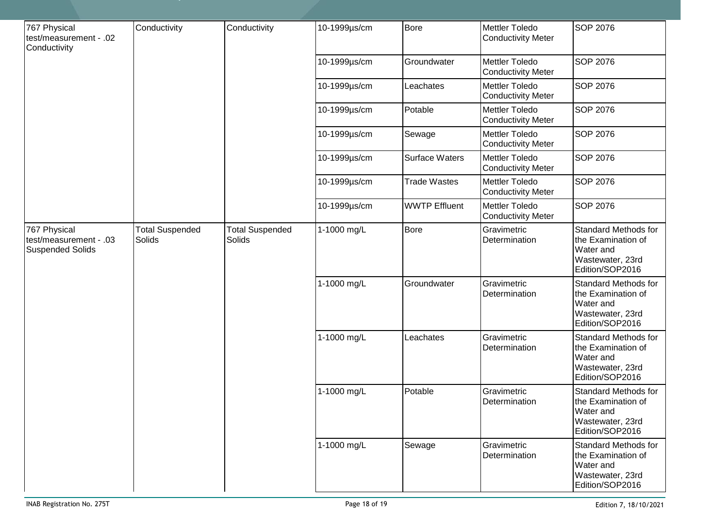| | | | | | | |
|---|---|---|---|---|---|---|
| 767 Physical test/measurement - .02 Conductivity | Conductivity | Conductivity | 10-1999µs/cm | Bore | Mettler Toledo Conductivity Meter | SOP 2076 |
| | | | 10-1999µs/cm | Groundwater | Mettler Toledo Conductivity Meter | SOP 2076 |
| | | | 10-1999µs/cm | Leachates | Mettler Toledo Conductivity Meter | SOP 2076 |
| | | | 10-1999µs/cm | Potable | Mettler Toledo Conductivity Meter | SOP 2076 |
| | | | 10-1999µs/cm | Sewage | Mettler Toledo Conductivity Meter | SOP 2076 |
| | | | 10-1999µs/cm | Surface Waters | Mettler Toledo Conductivity Meter | SOP 2076 |
| | | | 10-1999µs/cm | Trade Wastes | Mettler Toledo Conductivity Meter | SOP 2076 |
| | | | 10-1999µs/cm | WWTP Effluent | Mettler Toledo Conductivity Meter | SOP 2076 |
| 767 Physical test/measurement - .03 Suspended Solids | Total Suspended Solids | Total Suspended Solids | 1-1000 mg/L | Bore | Gravimetric Determination | Standard Methods for the Examination of Water and Wastewater, 23rd Edition/SOP2016 |
| | | | 1-1000 mg/L | Groundwater | Gravimetric Determination | Standard Methods for the Examination of Water and Wastewater, 23rd Edition/SOP2016 |
| | | | 1-1000 mg/L | Leachates | Gravimetric Determination | Standard Methods for the Examination of Water and Wastewater, 23rd Edition/SOP2016 |
| | | | 1-1000 mg/L | Potable | Gravimetric Determination | Standard Methods for the Examination of Water and Wastewater, 23rd Edition/SOP2016 |
| | | | 1-1000 mg/L | Sewage | Gravimetric Determination | Standard Methods for the Examination of Water and Wastewater, 23rd Edition/SOP2016 |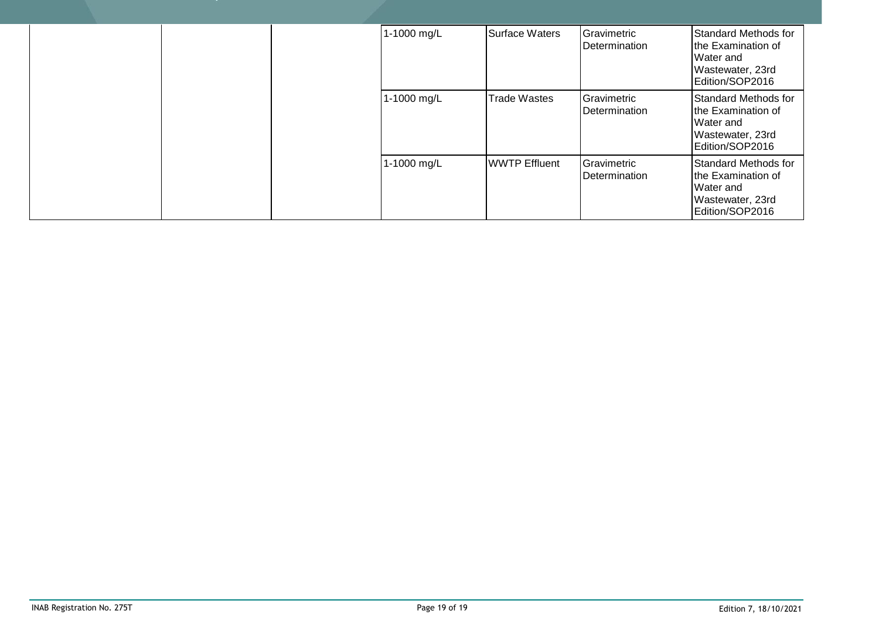| | | | | | | |
|---|---|---|---|---|---|---|
| | | | 1-1000 mg/L | Surface Waters | Gravimetric Determination | Standard Methods for the Examination of Water and Wastewater, 23rd Edition/SOP2016 |
| | | | 1-1000 mg/L | Trade Wastes | Gravimetric Determination | Standard Methods for the Examination of Water and Wastewater, 23rd Edition/SOP2016 |
| | | | 1-1000 mg/L | WWTP Effluent | Gravimetric Determination | Standard Methods for the Examination of Water and Wastewater, 23rd Edition/SOP2016 |